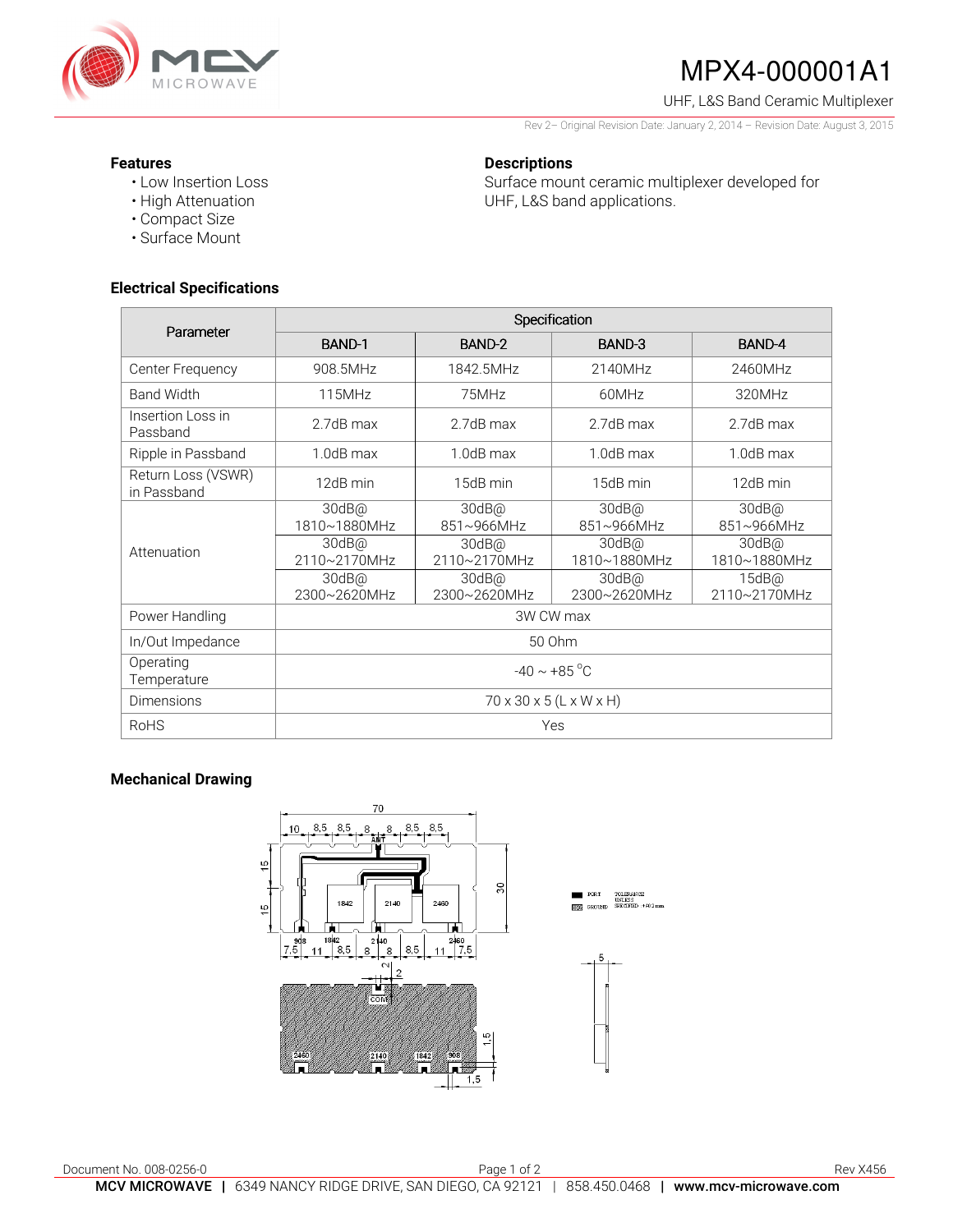# MPX4-000001A1

UHF, L&S Band Ceramic Multiplexer

Rev 2– Original Revision Date: January 2, 2014 – Revision Date: August 3, 2015

## Features

- Low Insertion Loss
- High Attenuation
- Compact Size
- Surface Mount

## Descriptions

Surface mount ceramic multiplexer developed for UHF, L&S band applications.

## Electrical Specifications

| Parameter | Specification | | | |
|---|---|---|---|---|
| | BAND-1 | BAND-2 | BAND-3 | BAND-4 |
| Center Frequency | 908.5MHz | 1842.5MHz | 2140MHz | 2460MHz |
| Band Width | 115MHz | 75MHz | 60MHz | 320MHz |
| Insertion Loss in Passband | 2.7dB max | 2.7dB max | 2.7dB max | 2.7dB max |
| Ripple in Passband | 1.0dB max | 1.0dB max | 1.0dB max | 1.0dB max |
| Return Loss (VSWR) in Passband | 12dB min | 15dB min | 15dB min | 12dB min |
| Attenuation | 30dB@ 1810~1880MHz | 30dB@ 851~966MHz | 30dB@ 851~966MHz | 30dB@ 851~966MHz |
| | 30dB@ 2110~2170MHz | 30dB@ 2110~2170MHz | 30dB@ 1810~1880MHz | 30dB@ 1810~1880MHz |
| | 30dB@ 2300~2620MHz | 30dB@ 2300~2620MHz | 30dB@ 2300~2620MHz | 15dB@ 2110~2170MHz |
| Power Handling | 3W CW max | | | |
| In/Out Impedance | 50 Ohm | | | |
| Operating Temperature | -40 ~ +85 °C | | | |
| Dimensions | 70 x 30 x 5 (L x W x H) | | | |
| RoHS | Yes | | | |

## Mechanical Drawing

Document No. 008-0256-0

Rev X456

**MCV MICROWAVE** | 6349 NANCY RIDGE DRIVE, SAN DIEGO, CA 92121 | 858.450.0468 | **www.mcv-microwave.com**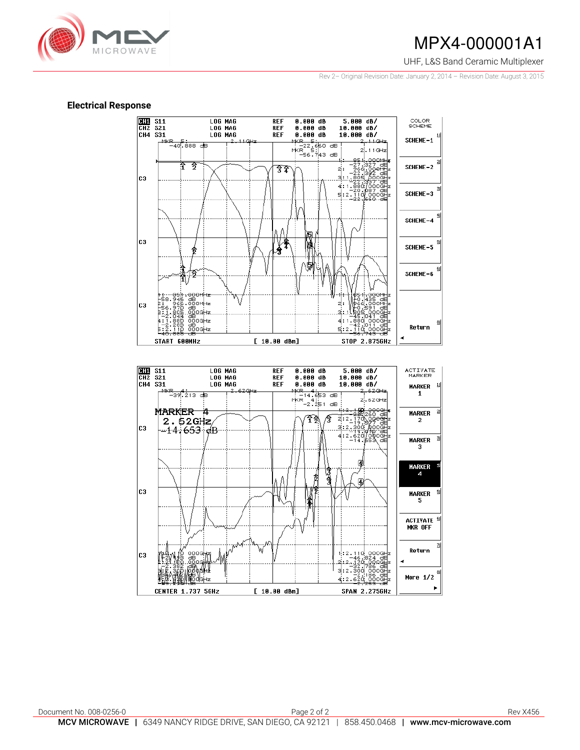# MPX4-000001A1

UHF, L&S Band Ceramic Multiplexer

Rev 2– Original Revision Date: January 2, 2014 – Revision Date: August 3, 2015

## Electrical Response

CH1 S11 LOG MAG REF 0.000 dB 5.000 dB/
CH2 S21 LOG MAG REF 0.000 dB 10.000 dB/
CH4 S31 LOG MAG REF 0.000 dB 10.000 dB/

MKR 5: -40.888 dB 2.11GHz
MKR 5: -22.650 dB 2.11GHz
MKR 5: -56.743 dB

1: 851.000MHz -27.327 dB
2: 966.000MHz -22.392 dB
3: 1.805 000GHz -22.327 dB
4: 1.880 000GHz -20.057 dB
5: 2.110 000GHz -22.650 dB

1: 851.000MHz -58.945 dB
2: 966.000MHz -56.970 dB
3: 1.805 000GHz -2.044 dB
4: 1.880 000GHz -2.268 dB
5: 2.110 000GHz -40.888 dB

1: 851.000MHz -0.435 dB
2: 966.000MHz -0.591 dB
3: 1.805 000GHz -45.041 dB
4: 1.880 000GHz -42.011 dB
5: 2.110 000GHz -56.743 dB

START 600MHz [ 10.00 dBm] STOP 2.875GHz

COLOR SCHEME
SCHEME-1
SCHEME-2
SCHEME-3
SCHEME-4
SCHEME-5
SCHEME-6
Return

CH1 S11 LOG MAG REF 0.000 dB 5.000 dB/
CH2 S21 LOG MAG REF 0.000 dB 10.000 dB/
CH4 S31 LOG MAG REF 0.000 dB 10.000 dB/

MKR 4: -39.213 dB 2.62GHz
MKR 4: -14.653 dB 2.62GHz
MKR 4: -2.251 dB

MARKER 4
2.62GHz
-14.653 dB

1: 2.110 000GHz -22.260 dB
2: 2.170 000GHz -19.577 dB
3: 2.300 000GHz -11.970 dB
4: 2.620 000GHz -14.653 dB

1: 2.110 000GHz -2.178 dB
2: 2.170 000GHz -2.362 dB
3: 2.300 000GHz -43.406 dB
4: 2.620 000GHz -39.213 dB

1: 2.110 000GHz -46.824 dB
2: 2.170 000GHz -32.736 dB
3: 2.300 000GHz -2.186 dB
4: 2.620 000GHz -2.253 dB

CENTER 1.737 5GHz [ 10.00 dBm] SPAN 2.275GHz

ACTIVATE MARKER
MARKER 1
MARKER 2
MARKER 3
MARKER 4
MARKER 5
ACTIVATE MKR OFF
Return
More 1/2

Document No. 008-0256-0 Rev X456

MCV MICROWAVE | 6349 NANCY RIDGE DRIVE, SAN DIEGO, CA 92121 | 858.450.0468 | www.mcv-microwave.com